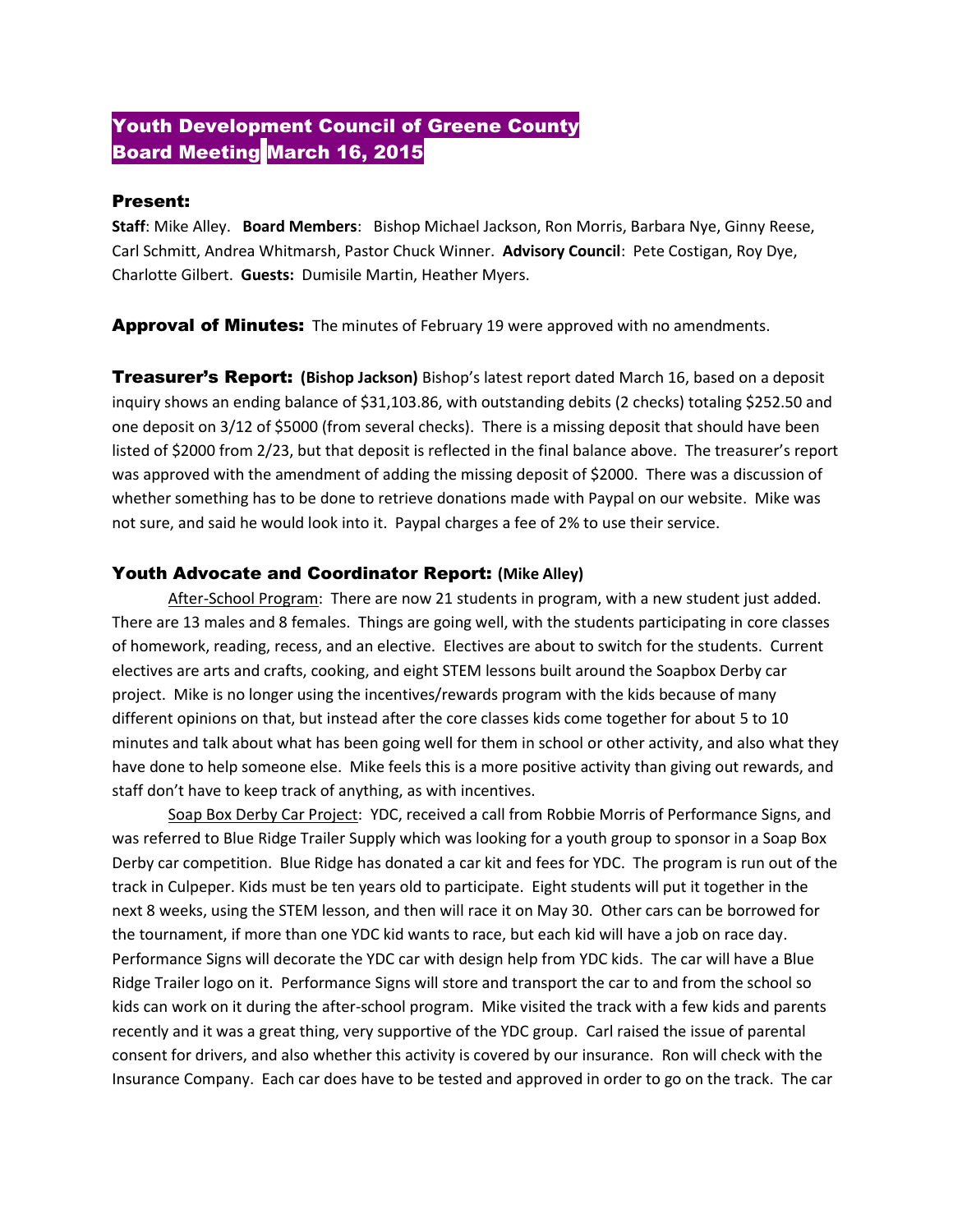# Youth Development Council of Greene County
# Board Meeting March 16, 2015

## Present:

**Staff**: Mike Alley. **Board Members**: Bishop Michael Jackson, Ron Morris, Barbara Nye, Ginny Reese, Carl Schmitt, Andrea Whitmarsh, Pastor Chuck Winner. **Advisory Council**: Pete Costigan, Roy Dye, Charlotte Gilbert. **Guests:** Dumisile Martin, Heather Myers.

**Approval of Minutes:** The minutes of February 19 were approved with no amendments.

**Treasurer's Report: (Bishop Jackson)** Bishop's latest report dated March 16, based on a deposit inquiry shows an ending balance of $31,103.86, with outstanding debits (2 checks) totaling $252.50 and one deposit on 3/12 of $5000 (from several checks). There is a missing deposit that should have been listed of $2000 from 2/23, but that deposit is reflected in the final balance above. The treasurer's report was approved with the amendment of adding the missing deposit of $2000. There was a discussion of whether something has to be done to retrieve donations made with Paypal on our website. Mike was not sure, and said he would look into it. Paypal charges a fee of 2% to use their service.

## Youth Advocate and Coordinator Report: (Mike Alley)

After-School Program: There are now 21 students in program, with a new student just added. There are 13 males and 8 females. Things are going well, with the students participating in core classes of homework, reading, recess, and an elective. Electives are about to switch for the students. Current electives are arts and crafts, cooking, and eight STEM lessons built around the Soapbox Derby car project. Mike is no longer using the incentives/rewards program with the kids because of many different opinions on that, but instead after the core classes kids come together for about 5 to 10 minutes and talk about what has been going well for them in school or other activity, and also what they have done to help someone else. Mike feels this is a more positive activity than giving out rewards, and staff don't have to keep track of anything, as with incentives.

Soap Box Derby Car Project: YDC, received a call from Robbie Morris of Performance Signs, and was referred to Blue Ridge Trailer Supply which was looking for a youth group to sponsor in a Soap Box Derby car competition. Blue Ridge has donated a car kit and fees for YDC. The program is run out of the track in Culpeper. Kids must be ten years old to participate. Eight students will put it together in the next 8 weeks, using the STEM lesson, and then will race it on May 30. Other cars can be borrowed for the tournament, if more than one YDC kid wants to race, but each kid will have a job on race day. Performance Signs will decorate the YDC car with design help from YDC kids. The car will have a Blue Ridge Trailer logo on it. Performance Signs will store and transport the car to and from the school so kids can work on it during the after-school program. Mike visited the track with a few kids and parents recently and it was a great thing, very supportive of the YDC group. Carl raised the issue of parental consent for drivers, and also whether this activity is covered by our insurance. Ron will check with the Insurance Company. Each car does have to be tested and approved in order to go on the track. The car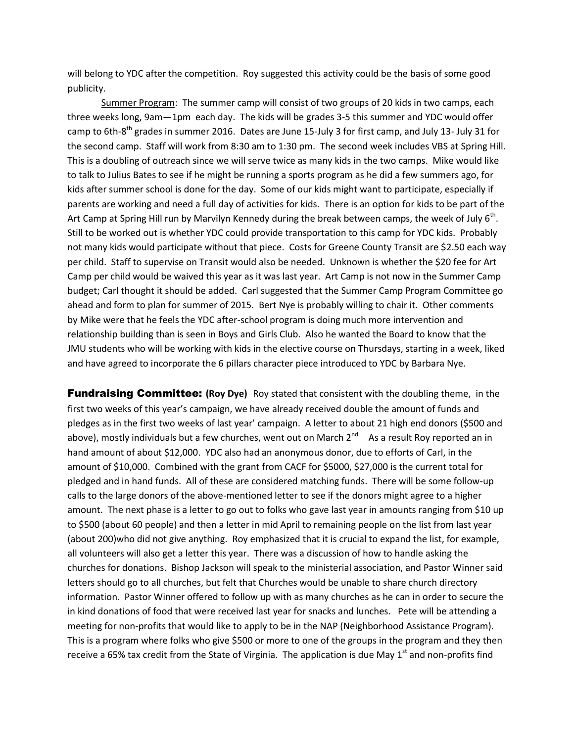will belong to YDC after the competition.  Roy suggested this activity could be the basis of some good publicity.

Summer Program:  The summer camp will consist of two groups of 20 kids in two camps, each three weeks long, 9am—1pm  each day.  The kids will be grades 3-5 this summer and YDC would offer camp to 6th-8th grades in summer 2016.  Dates are June 15-July 3 for first camp, and July 13- July 31 for the second camp.  Staff will work from 8:30 am to 1:30 pm.  The second week includes VBS at Spring Hill.  This is a doubling of outreach since we will serve twice as many kids in the two camps.  Mike would like to talk to Julius Bates to see if he might be running a sports program as he did a few summers ago, for kids after summer school is done for the day.  Some of our kids might want to participate, especially if parents are working and need a full day of activities for kids.  There is an option for kids to be part of the Art Camp at Spring Hill run by Marvilyn Kennedy during the break between camps, the week of July 6th.  Still to be worked out is whether YDC could provide transportation to this camp for YDC kids.  Probably not many kids would participate without that piece.  Costs for Greene County Transit are $2.50 each way per child.  Staff to supervise on Transit would also be needed.  Unknown is whether the $20 fee for Art Camp per child would be waived this year as it was last year.  Art Camp is not now in the Summer Camp budget; Carl thought it should be added.  Carl suggested that the Summer Camp Program Committee go ahead and form to plan for summer of 2015.  Bert Nye is probably willing to chair it.  Other comments by Mike were that he feels the YDC after-school program is doing much more intervention and relationship building than is seen in Boys and Girls Club.  Also he wanted the Board to know that the JMU students who will be working with kids in the elective course on Thursdays, starting in a week, liked and have agreed to incorporate the 6 pillars character piece introduced to YDC by Barbara Nye.

**Fundraising Committee: (Roy Dye)** Roy stated that consistent with the doubling theme,  in the first two weeks of this year's campaign, we have already received double the amount of funds and pledges as in the first two weeks of last year' campaign.  A letter to about 21 high end donors ($500 and above), mostly individuals but a few churches, went out on March 2nd.  As a result Roy reported an in hand amount of about $12,000.  YDC also had an anonymous donor, due to efforts of Carl, in the amount of $10,000.  Combined with the grant from CACF for $5000, $27,000 is the current total for pledged and in hand funds.  All of these are considered matching funds.  There will be some follow-up calls to the large donors of the above-mentioned letter to see if the donors might agree to a higher amount.  The next phase is a letter to go out to folks who gave last year in amounts ranging from $10 up to $500 (about 60 people) and then a letter in mid April to remaining people on the list from last year (about 200)who did not give anything.  Roy emphasized that it is crucial to expand the list, for example, all volunteers will also get a letter this year.  There was a discussion of how to handle asking the churches for donations.  Bishop Jackson will speak to the ministerial association, and Pastor Winner said letters should go to all churches, but felt that Churches would be unable to share church directory information.  Pastor Winner offered to follow up with as many churches as he can in order to secure the in kind donations of food that were received last year for snacks and lunches.   Pete will be attending a meeting for non-profits that would like to apply to be in the NAP (Neighborhood Assistance Program).  This is a program where folks who give $500 or more to one of the groups in the program and they then receive a 65% tax credit from the State of Virginia.  The application is due May 1st and non-profits find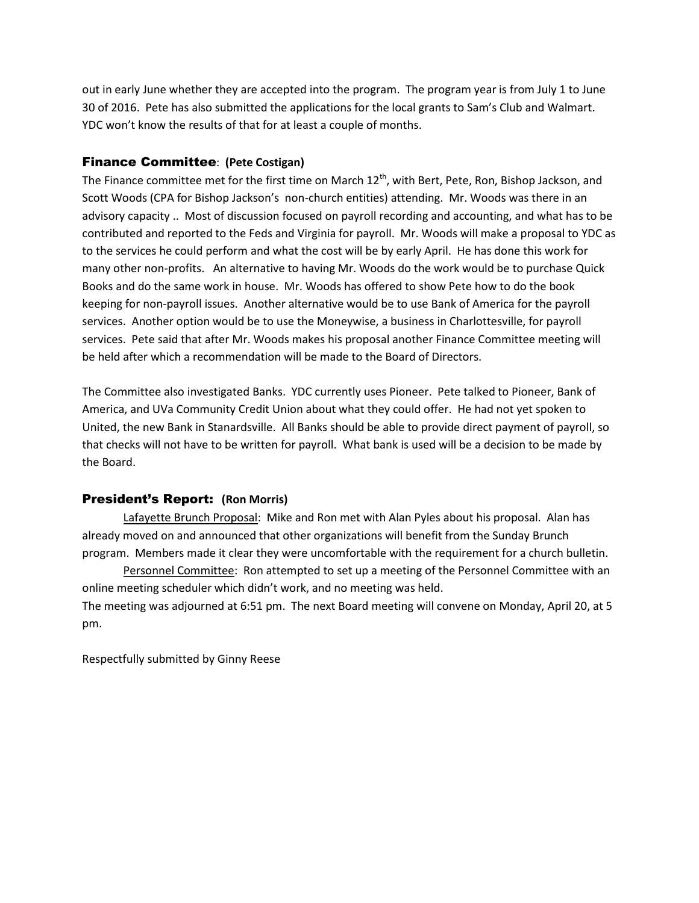out in early June whether they are accepted into the program. The program year is from July 1 to June 30 of 2016. Pete has also submitted the applications for the local grants to Sam's Club and Walmart. YDC won't know the results of that for at least a couple of months.

## Finance Committee: **(Pete Costigan)**

The Finance committee met for the first time on March 12th, with Bert, Pete, Ron, Bishop Jackson, and Scott Woods (CPA for Bishop Jackson's non-church entities) attending. Mr. Woods was there in an advisory capacity .. Most of discussion focused on payroll recording and accounting, and what has to be contributed and reported to the Feds and Virginia for payroll. Mr. Woods will make a proposal to YDC as to the services he could perform and what the cost will be by early April. He has done this work for many other non-profits. An alternative to having Mr. Woods do the work would be to purchase Quick Books and do the same work in house. Mr. Woods has offered to show Pete how to do the book keeping for non-payroll issues. Another alternative would be to use Bank of America for the payroll services. Another option would be to use the Moneywise, a business in Charlottesville, for payroll services. Pete said that after Mr. Woods makes his proposal another Finance Committee meeting will be held after which a recommendation will be made to the Board of Directors.

The Committee also investigated Banks. YDC currently uses Pioneer. Pete talked to Pioneer, Bank of America, and UVa Community Credit Union about what they could offer. He had not yet spoken to United, the new Bank in Stanardsville. All Banks should be able to provide direct payment of payroll, so that checks will not have to be written for payroll. What bank is used will be a decision to be made by the Board.

## President's Report: **(Ron Morris)**

Lafayette Brunch Proposal: Mike and Ron met with Alan Pyles about his proposal. Alan has already moved on and announced that other organizations will benefit from the Sunday Brunch program. Members made it clear they were uncomfortable with the requirement for a church bulletin.

Personnel Committee: Ron attempted to set up a meeting of the Personnel Committee with an online meeting scheduler which didn't work, and no meeting was held.

The meeting was adjourned at 6:51 pm. The next Board meeting will convene on Monday, April 20, at 5 pm.

Respectfully submitted by Ginny Reese